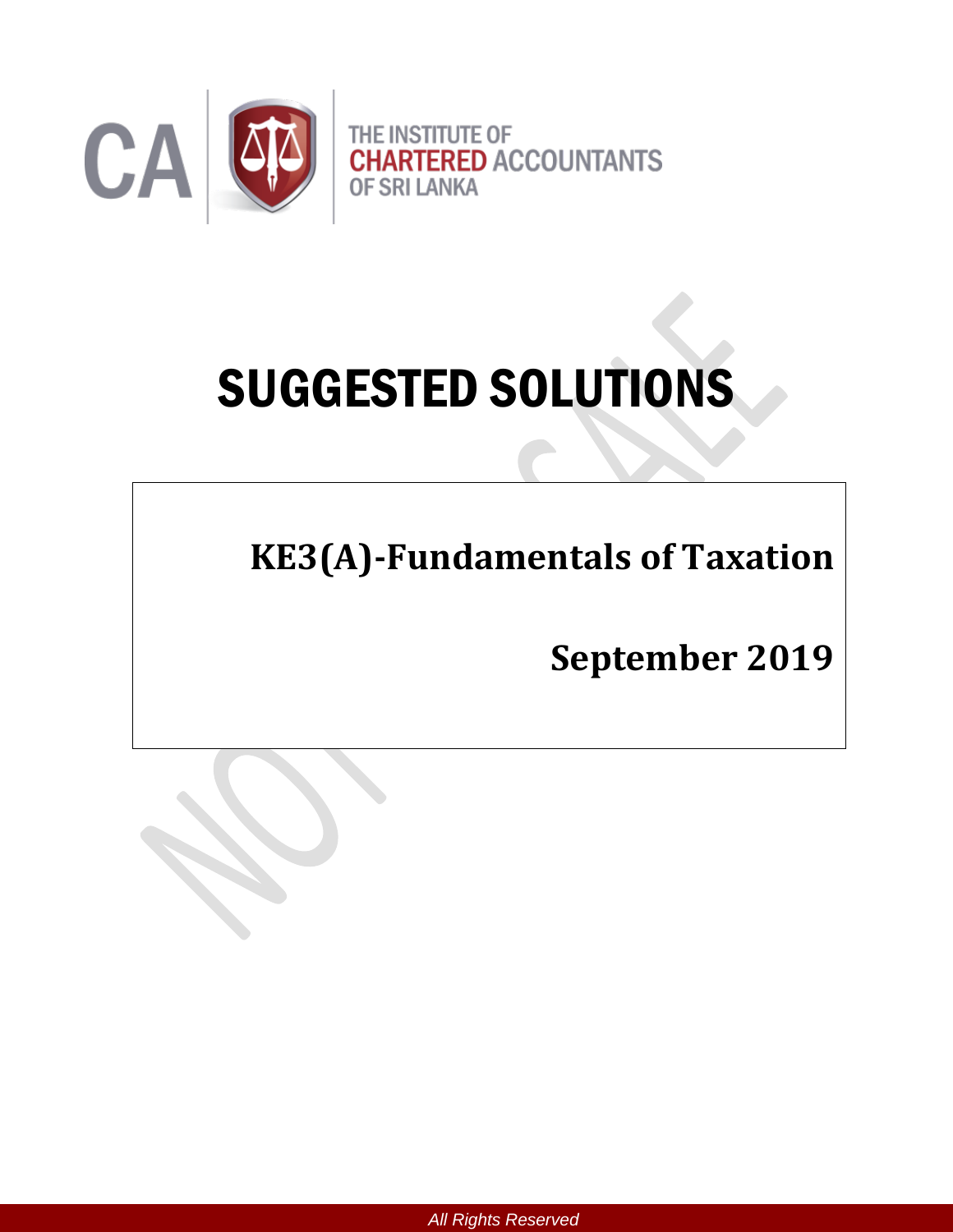THE INSTITUTE OF
CHARTERED ACCOUNTANTS
OF SRI LANKA

# SUGGESTED SOLUTIONS

**KE3(A)-Fundamentals of Taxation**

**September 2019**

*All Rights Reserved*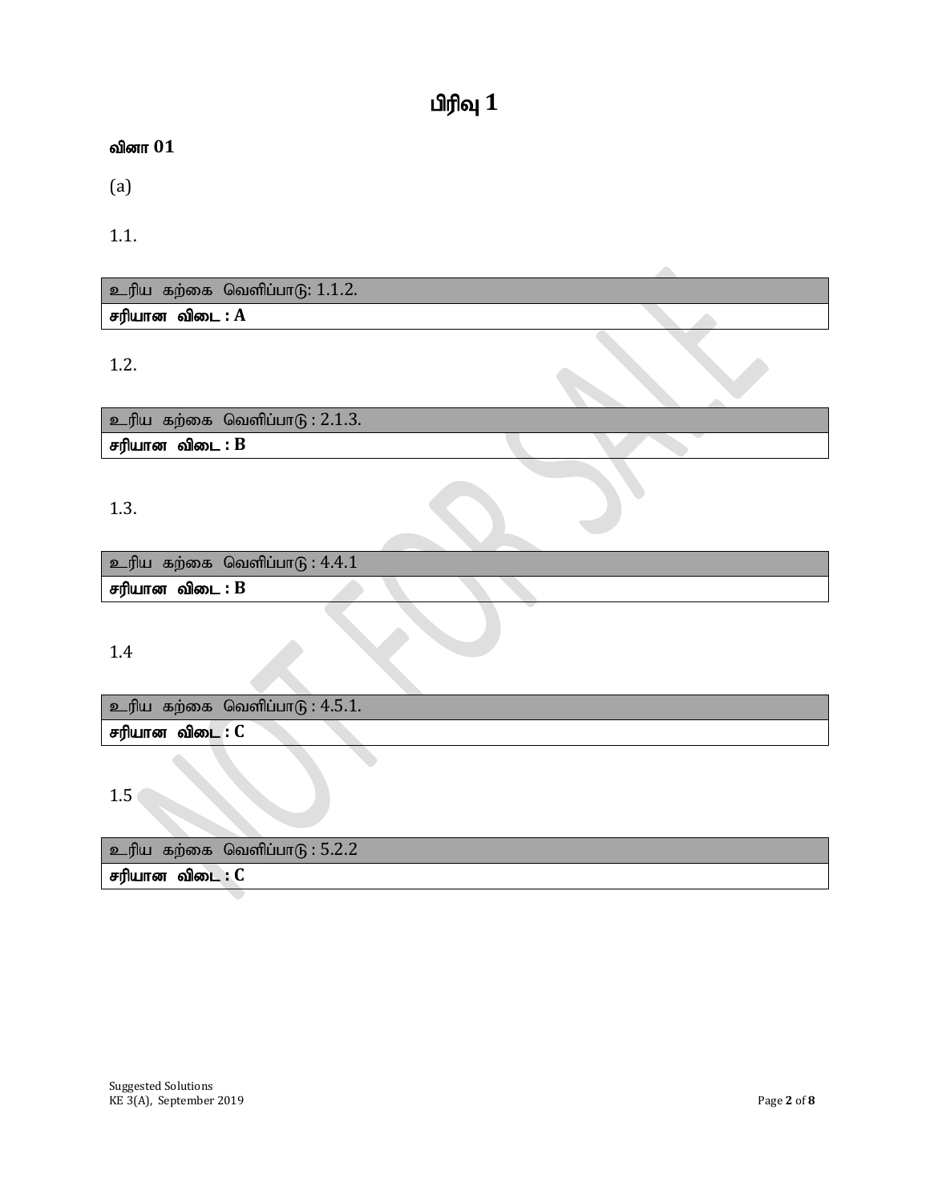# பிரிவு 1

**வினா 01**

(a)

1.1.

| உரிய கற்கை வெளிப்பாடு: 1.1.2. |
| --- |
| **சரியான விடை : A** |

1.2.

| உரிய கற்கை வெளிப்பாடு : 2.1.3. |
| --- |
| **சரியான விடை : B** |

1.3.

| உரிய கற்கை வெளிப்பாடு : 4.4.1 |
| --- |
| **சரியான விடை : B** |

1.4

| உரிய கற்கை வெளிப்பாடு : 4.5.1. |
| --- |
| **சரியான விடை : C** |

1.5

| உரிய கற்கை வெளிப்பாடு : 5.2.2 |
| --- |
| **சரியான விடை : C** |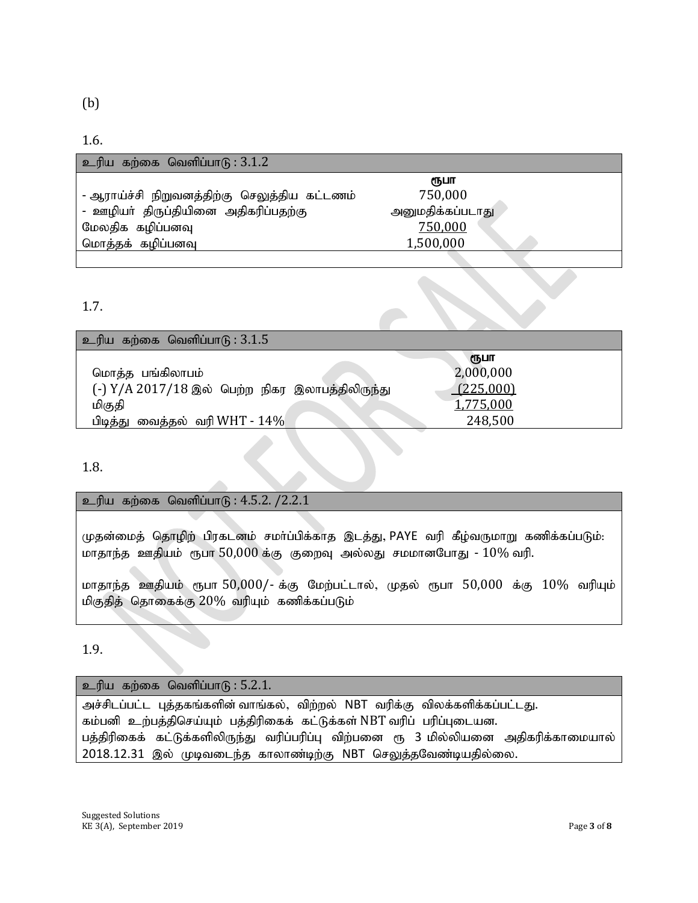(b)

1.6.

| உரிய கற்கை வெளிப்பாடு : 3.1.2 | |
|---|---|
| | ரூபா |
| - ஆராய்ச்சி நிறுவனத்திற்கு செலுத்திய கட்டணம் | 750,000 |
| - ஊழியர் திருப்தியினை அதிகரிப்பதற்கு | அனுமதிக்கப்படாது |
| மேலதிக கழிப்பனவு | 750,000 |
| மொத்தக் கழிப்பனவு | 1,500,000 |

1.7.

| உரிய கற்கை வெளிப்பாடு : 3.1.5 | |
|---|---|
| | ரூபா |
| மொத்த பங்கிலாபம் | 2,000,000 |
| (-) Y/A 2017/18 இல் பெற்ற நிகர இலாபத்திலிருந்து | (225,000) |
| மிகுதி | 1,775,000 |
| பிடித்து வைத்தல் வரி WHT - 14% | 248,500 |

1.8.

| உரிய கற்கை வெளிப்பாடு : 4.5.2. /2.2.1 |
|---|
| முதன்மைத் தொழிற் பிரகடனம் சமர்ப்பிக்காத இடத்து, PAYE வரி கீழ்வருமாறு கணிக்கப்படும்: மாதாந்த ஊதியம் ரூபா 50,000 க்கு குறைவு அல்லது சமமானபோது - 10% வரி.<br><br>மாதாந்த ஊதியம் ரூபா 50,000/- க்கு மேற்பட்டால், முதல் ரூபா 50,000 க்கு 10% வரியும் மிகுதித் தொகைக்கு 20% வரியும் கணிக்கப்படும் |

1.9.

| உரிய கற்கை வெளிப்பாடு : 5.2.1. |
|---|
| அச்சிடப்பட்ட புத்தகங்களின் வாங்கல், விற்றல் NBT வரிக்கு விலக்களிக்கப்பட்டது.<br>கம்பனி உற்பத்திசெய்யும் பத்திரிகைக் கட்டுக்கள் NBT வரிப் பரிப்புடையன.<br>பத்திரிகைக் கட்டுக்களிலிருந்து வரிப்பரிப்பு விற்பனை ரூ 3 மில்லியனை அதிகரிக்காமையால் 2018.12.31 இல் முடிவடைந்த காலாண்டிற்கு NBT செலுத்தவேண்டியதில்லை. |

Suggested Solutions
KE 3(A), September 2019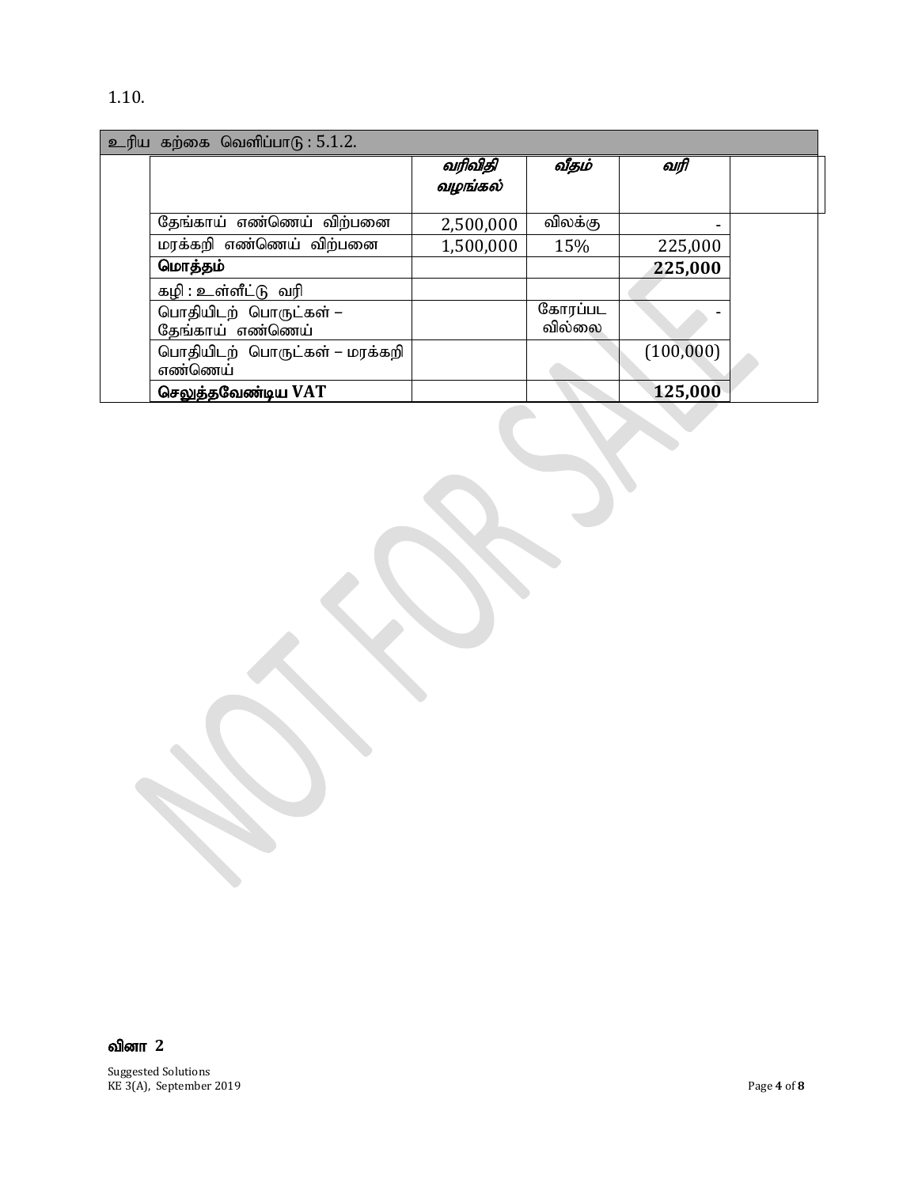1.10.

| உரிய கற்கை வெளிப்பாடு : 5.1.2. | | | |
|---|---|---|---|
| | ***வரிவிதி வழங்கல்*** | ***வீதம்*** | ***வரி*** |
| தேங்காய் எண்ணெய் விற்பனை | 2,500,000 | விலக்கு | - |
| மரக்கறி எண்ணெய் விற்பனை | 1,500,000 | 15% | 225,000 |
| **மொத்தம்** | | | **225,000** |
| கழி : உள்ளீட்டு வரி | | | |
| பொதியிடற் பொருட்கள் – தேங்காய் எண்ணெய் | | கோரப்பட வில்லை | - |
| பொதியிடற் பொருட்கள் – மரக்கறி எண்ணெய் | | | (100,000) |
| **செலுத்தவேண்டிய VAT** | | | **125,000** |

**வினா 2**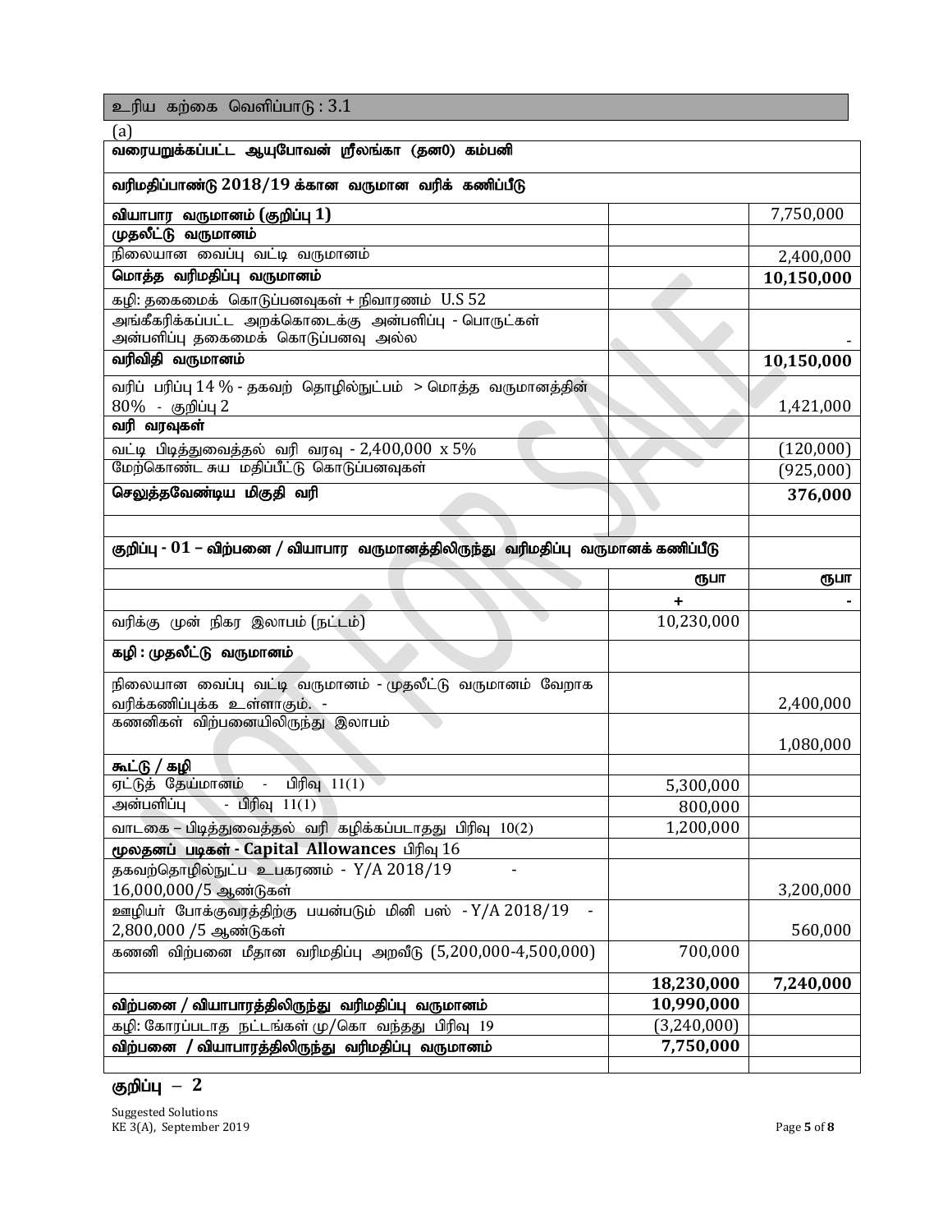உரிய கற்கை வெளிப்பாடு : 3.1

(a)

| வரையறுக்கப்பட்ட ஆயுபோவன் ஸ்ரீலங்கா (தனி) கம்பனி | | |
|---|---|---|
| **வரிமதிப்பாண்டு 2018/19 க்கான வருமான வரிக் கணிப்பீடு** | | |
| **வியாபார வருமானம் (குறிப்பு 1)** | | 7,750,000 |
| **முதலீட்டு வருமானம்** | | |
| நிலையான வைப்பு வட்டி வருமானம் | | 2,400,000 |
| **மொத்த வரிமதிப்பு வருமானம்** | | **10,150,000** |
| கழி: தகைமைக் கொடுப்பனவுகள் + நிவாரணம் U.S 52 | | |
| அங்கீகரிக்கப்பட்ட அறக்கொடைக்கு அன்பளிப்பு - பொருட்கள் அன்பளிப்பு தகைமைக் கொடுப்பனவு அல்ல | | - |
| **வரிவிதி வருமானம்** | | **10,150,000** |
| வரிப் பரிப்பு 14 % - தகவற் தொழில்நுட்பம் > மொத்த வருமானத்தின் 80% - குறிப்பு 2 | | 1,421,000 |
| **வரி வரவுகள்** | | |
| வட்டி பிடித்துவைத்தல் வரி வரவு - 2,400,000 x 5% | | (120,000) |
| மேற்கொண்ட சுய மதிப்பீட்டு கொடுப்பனவுகள் | | (925,000) |
| **செலுத்தவேண்டிய மிகுதி வரி** | | **376,000** |
| | | |
| **குறிப்பு - 01 – விற்பனை / வியாபார வருமானத்திலிருந்து வரிமதிப்பு வருமானக் கணிப்பீடு** | | |
| | **ரூபா** | **ரூபா** |
| | **+** | **-** |
| வரிக்கு முன் நிகர இலாபம் (நட்டம்) | 10,230,000 | |
| **கழி : முதலீட்டு வருமானம்** | | |
| நிலையான வைப்பு வட்டி வருமானம் - முதலீட்டு வருமானம் வேறாக வரிக்கணிப்புக்க உள்ளாகும். - | | 2,400,000 |
| கணனிகள் விற்பனையிலிருந்து இலாபம் | | 1,080,000 |
| **கூட்டு / கழி** | | |
| ஏட்டுத் தேய்மானம் - பிரிவு 11(1) | 5,300,000 | |
| அன்பளிப்பு - பிரிவு 11(1) | 800,000 | |
| வாடகை – பிடித்துவைத்தல் வரி கழிக்கப்படாதது பிரிவு 10(2) | 1,200,000 | |
| **மூலதனப் படிகள் - Capital Allowances** பிரிவு 16 | | |
| தகவற்தொழில்நுட்ப உபகரணம் - Y/A 2018/19 - 16,000,000/5 ஆண்டுகள் | | 3,200,000 |
| ஊழியர் போக்குவரத்திற்கு பயன்படும் மினி பஸ் - Y/A 2018/19 - 2,800,000 /5 ஆண்டுகள் | | 560,000 |
| கணனி விற்பனை மீதான வரிமதிப்பு அறவீடு (5,200,000-4,500,000) | 700,000 | |
| | **18,230,000** | **7,240,000** |
| **விற்பனை / வியாபாரத்திலிருந்து வரிமதிப்பு வருமானம்** | **10,990,000** | |
| கழி: கோரப்படாத நட்டங்கள் மு/கொ வந்தது பிரிவு 19 | (3,240,000) | |
| **விற்பனை / வியாபாரத்திலிருந்து வரிமதிப்பு வருமானம்** | **7,750,000** | |

**குறிப்பு – 2**

Suggested Solutions
KE 3(A), September 2019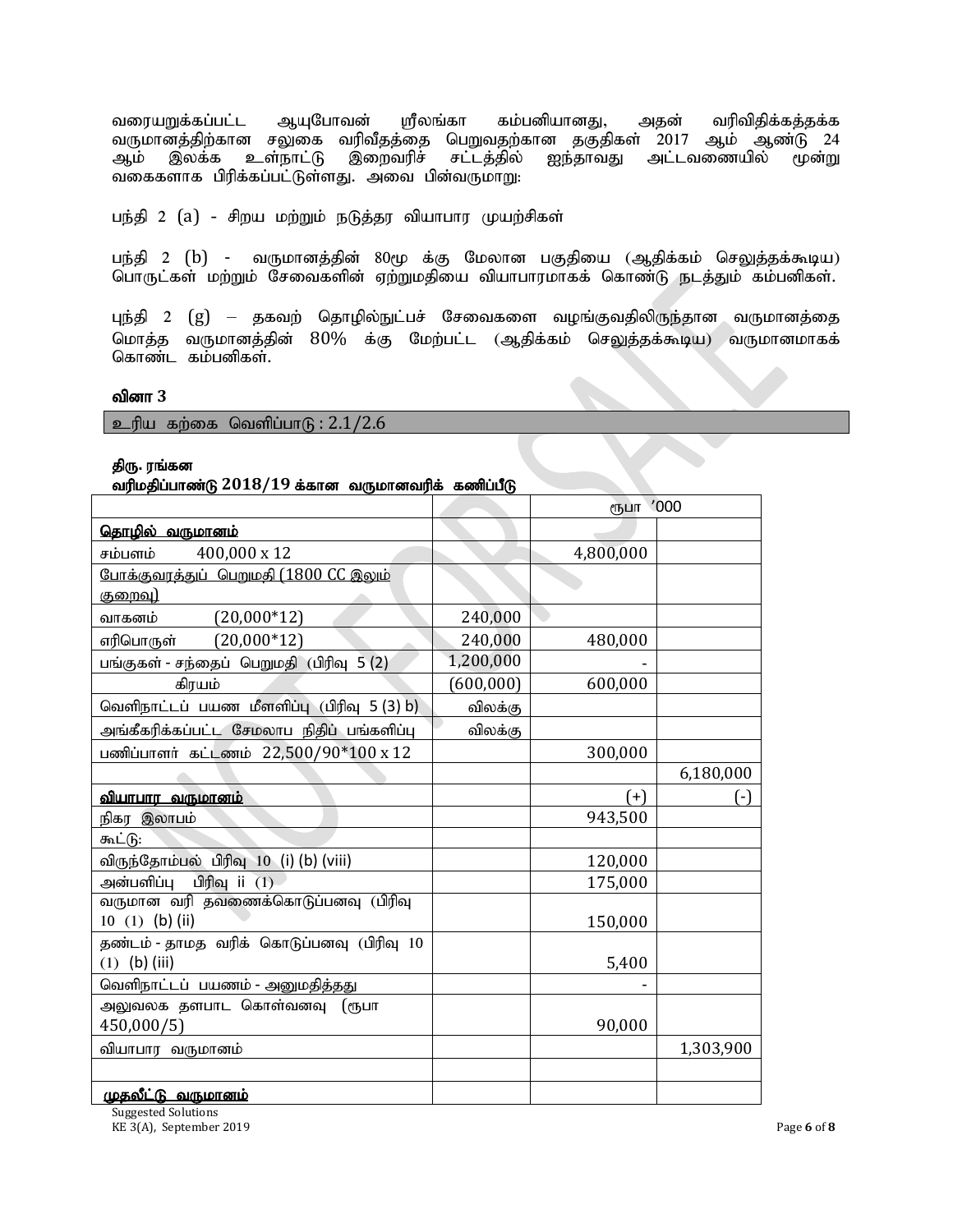வரையறுக்கப்பட்ட ஆயுபோவன் ஸ்ரீலங்கா கம்பனியானது, அதன் வரிவிதிக்கத்தக்க வருமானத்திற்கான சலுகை வரிவீதத்தை பெறுவதற்கான தகுதிகள் 2017 ஆம் ஆண்டு 24 ஆம் இலக்க உள்நாட்டு இறைவரிச் சட்டத்தில் ஐந்தாவது அட்டவணையில் மூன்று வகைகளாக பிரிக்கப்பட்டுள்ளது. அவை பின்வருமாறு:

பந்தி 2 (a) - சிறிய மற்றும் நடுத்தர வியாபார முயற்சிகள்

பந்தி 2 (b) - வருமானத்தின் 80மூ க்கு மேலான பகுதியை (ஆதிக்கம் செலுத்தக்கூடிய) பொருட்கள் மற்றும் சேவைகளின் ஏற்றுமதியை வியாபாரமாகக் கொண்டு நடத்தும் கம்பனிகள்.

புந்தி 2 (g) – தகவற் தொழில்நுட்பச் சேவைகளை வழங்குவதிலிருந்தான வருமானத்தை மொத்த வருமானத்தின் 80% க்கு மேற்பட்ட (ஆதிக்கம் செலுத்தக்கூடிய) வருமானமாகக் கொண்ட கம்பனிகள்.

**வினா 3**

உரிய கற்கை வெளிப்பாடு : 2.1/2.6

**திரு. ரங்கன**
**வரிமதிப்பாண்டு 2018/19 க்கான வருமானவரிக் கணிப்பீடு**

| | | ரூபா '000 | |
|---|---|---|---|
| **தொழில் வருமானம்** | | | |
| சம்பளம் 400,000 x 12 | | 4,800,000 | |
| போக்குவரத்துப் பெறுமதி (1800 CC இலும் குறைவு) | | | |
| வாகனம் (20,000*12) | 240,000 | | |
| எரிபொருள் (20,000*12) | 240,000 | 480,000 | |
| பங்குகள் - சந்தைப் பெறுமதி (பிரிவு 5 (2) | 1,200,000 | - | |
| கிரயம் | (600,000) | 600,000 | |
| வெளிநாட்டப் பயண மீளளிப்பு (பிரிவு 5 (3) b) | விலக்கு | | |
| அங்கீகரிக்கப்பட்ட சேமலாப நிதிப் பங்களிப்பு | விலக்கு | | |
| பணிப்பாளர் கட்டணம் 22,500/90*100 x 12 | | 300,000 | |
| | | | 6,180,000 |
| **வியாபார வருமானம்** | | (+) | (-) |
| நிகர இலாபம் | | 943,500 | |
| கூட்டு: | | | |
| விருந்தோம்பல் பிரிவு 10 (i) (b) (viii) | | 120,000 | |
| அன்பளிப்பு பிரிவு ii (1) | | 175,000 | |
| வருமான வரி தவணைக்கொடுப்பனவு (பிரிவு 10 (1) (b) (ii) | | 150,000 | |
| தண்டம் - தாமத வரிக் கொடுப்பனவு (பிரிவு 10 (1) (b) (iii) | | 5,400 | |
| வெளிநாட்டப் பயணம் - அனுமதித்தது | | - | |
| அலுவலக தளபாட கொள்வனவு (ரூபா 450,000/5) | | 90,000 | |
| வியாபார வருமானம் | | | 1,303,900 |
| | | | |
| **முதலீட்டு வருமானம்** | | | |

Suggested Solutions
KE 3(A), September 2019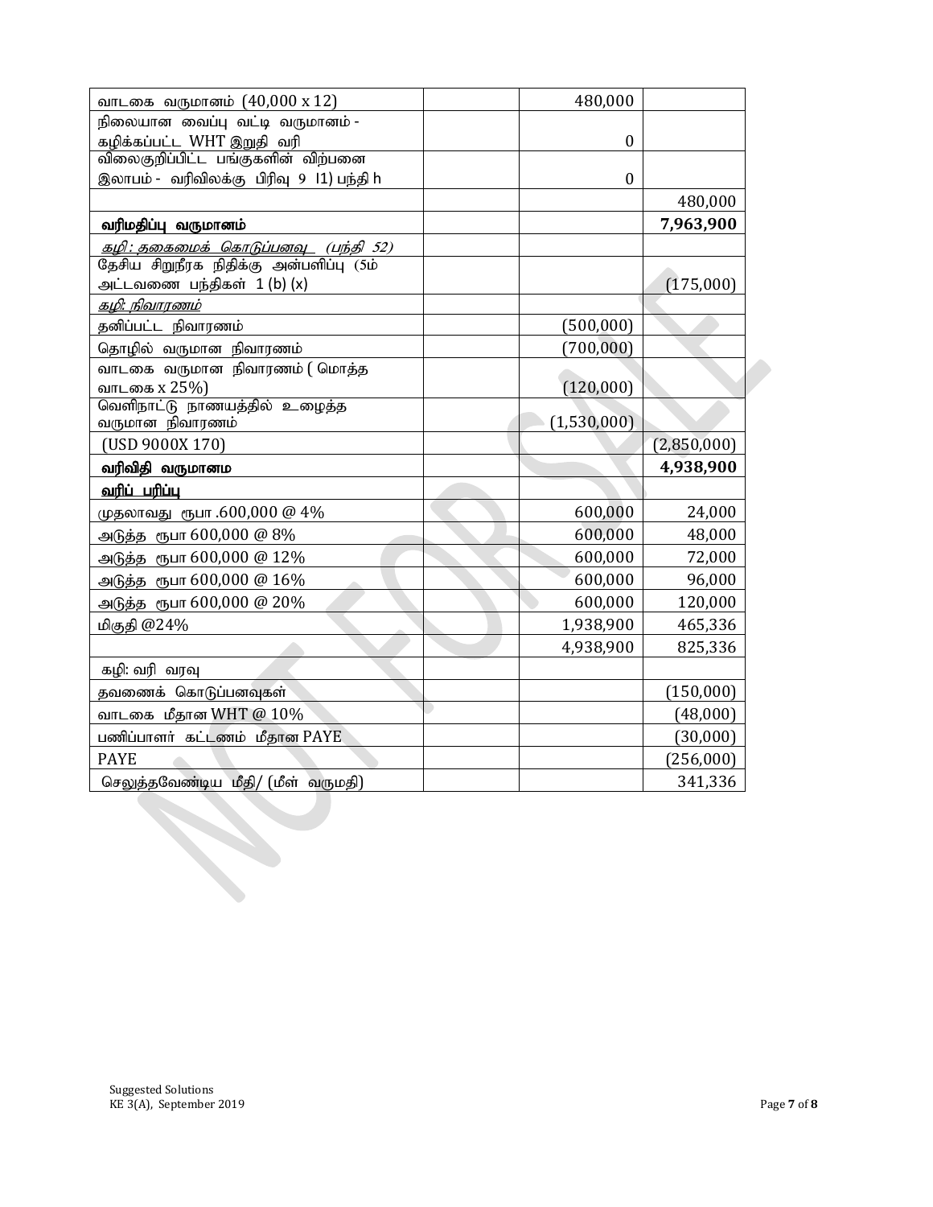| | | | |
|---|---|---|---|
| வாடகை வருமானம் (40,000 x 12) | | 480,000 | |
| நிலையான வைப்பு வட்டி வருமானம் - கழிக்கப்பட்ட WHT இறுதி வரி | | 0 | |
| விலைகுறிப்பிட்ட பங்குகளின் விற்பனை இலாபம் - வரிவிலக்கு பிரிவு 9 I1) பந்தி h | | 0 | |
| | | | 480,000 |
| **வரிமதிப்பு வருமானம்** | | | **7,963,900** |
| *கழி: தகைமைக் கொடுப்பனவு (பந்தி 52)* | | | |
| தேசிய சிறுநீரக நிதிக்கு அன்பளிப்பு (5ம் அட்டவணை பந்திகள் 1 (b) (x) | | | (175,000) |
| *கழி: நிவாரணம்* | | | |
| தனிப்பட்ட நிவாரணம் | | (500,000) | |
| தொழில் வருமான நிவாரணம் | | (700,000) | |
| வாடகை வருமான நிவாரணம் ( மொத்த வாடகை x 25%) | | (120,000) | |
| வெளிநாட்டு நாணயத்தில் உழைத்த வருமான நிவாரணம் | | (1,530,000) | |
| (USD 9000X 170) | | | (2,850,000) |
| **வரிவிதி வருமானம** | | | **4,938,900** |
| **வரிப் பரிப்பு** | | | |
| முதலாவது ரூபா .600,000 @ 4% | | 600,000 | 24,000 |
| அடுத்த ரூபா 600,000 @ 8% | | 600,000 | 48,000 |
| அடுத்த ரூபா 600,000 @ 12% | | 600,000 | 72,000 |
| அடுத்த ரூபா 600,000 @ 16% | | 600,000 | 96,000 |
| அடுத்த ரூபா 600,000 @ 20% | | 600,000 | 120,000 |
| மிகுதி @24% | | 1,938,900 | 465,336 |
| | | 4,938,900 | 825,336 |
| கழி: வரி வரவு | | | |
| தவணைக் கொடுப்பனவுகள் | | | (150,000) |
| வாடகை மீதான WHT @ 10% | | | (48,000) |
| பணிப்பாளர் கட்டணம் மீதான PAYE | | | (30,000) |
| PAYE | | | (256,000) |
| செலுத்தவேண்டிய மீதி/ (மீள் வருமதி) | | | 341,336 |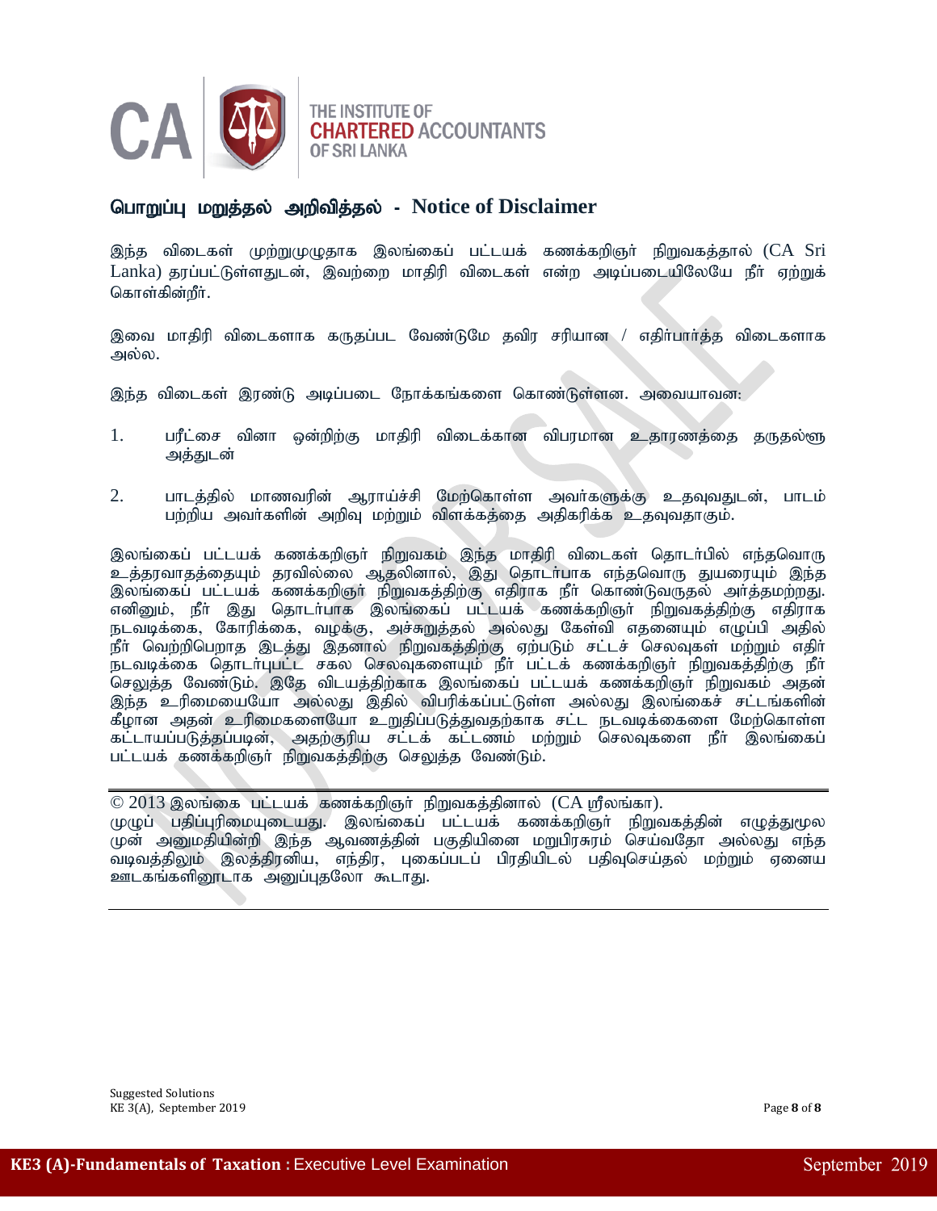THE INSTITUTE OF
CHARTERED ACCOUNTANTS
OF SRI LANKA

## பொறுப்பு மறுத்தல் அறிவித்தல் - Notice of Disclaimer

இந்த விடைகள் முற்றுமுழுதாக இலங்கைப் பட்டயக் கணக்கறிஞர் நிறுவகத்தால் (CA Sri Lanka) தரப்பட்டுள்ளதுடன், இவற்றை மாதிரி விடைகள் என்ற அடிப்படையிலேயே நீர் ஏற்றுக் கொள்கின்றீர்.

இவை மாதிரி விடைகளாக கருதப்பட வேண்டுமே தவிர சரியான / எதிர்பார்த்த விடைகளாக அல்ல.

இந்த விடைகள் இரண்டு அடிப்படை நோக்கங்களை கொண்டுள்ளன. அவையாவன:

1. பரீட்சை வினா ஒன்றிற்கு மாதிரி விடைக்கான விபரமான உதாரணத்தை தருதல்ளு அத்துடன்

2. பாடத்தில் மாணவரின் ஆராய்ச்சி மேற்கொள்ள அவர்களுக்கு உதவுவதுடன், பாடம் பற்றிய அவர்களின் அறிவு மற்றும் விளக்கத்தை அதிகரிக்க உதவுவதாகும்.

இலங்கைப் பட்டயக் கணக்கறிஞர் நிறுவகம் இந்த மாதிரி விடைகள் தொடர்பில் எந்தவொரு உத்தரவாதத்தையும் தரவில்லை ஆதலினால், இது தொடர்பாக எந்தவொரு துயரையும் இந்த இலங்கைப் பட்டயக் கணக்கறிஞர் நிறுவகத்திற்கு எதிராக நீர் கொண்டுவருதல் அர்த்தமற்றது. எனினும், நீர் இது தொடர்பாக இலங்கைப் பட்டயக் கணக்கறிஞர் நிறுவகத்திற்கு எதிராக நடவடிக்கை, கோரிக்கை, வழக்கு, அச்சுறுத்தல் அல்லது கேள்வி எதனையும் எழுப்பி அதில் நீர் வெற்றிபெறாத இடத்து இதனால் நிறுவகத்திற்கு ஏற்படும் சட்டச் செலவுகள் மற்றும் எதிர் நடவடிக்கை தொடர்புபட்ட சகல செலவுகளையும் நீர் பட்டக் கணக்கறிஞர் நிறுவகத்திற்கு நீர் செலுத்த வேண்டும். இதே விடயத்திற்காக இலங்கைப் பட்டயக் கணக்கறிஞர் நிறுவகம் அதன் இந்த உரிமையையோ அல்லது இதில் விபரிக்கப்பட்டுள்ள அல்லது இலங்கைச் சட்டங்களின் கீழான அதன் உரிமைகளையோ உறுதிப்படுத்துவதற்காக சட்ட நடவடிக்கைகளை மேற்கொள்ள கட்டாயப்படுத்தப்படின், அதற்குரிய சட்டக் கட்டணம் மற்றும் செலவுகளை நீர் இலங்கைப் பட்டயக் கணக்கறிஞர் நிறுவகத்திற்கு செலுத்த வேண்டும்.

---

© 2013 இலங்கை பட்டயக் கணக்கறிஞர் நிறுவகத்தினால் (CA ஸ்ரீலங்கா).
முழுப் பதிப்புரிமையுடையது. இலங்கைப் பட்டயக் கணக்கறிஞர் நிறுவகத்தின் எழுத்துமூல முன் அனுமதியின்றி இந்த ஆவணத்தின் பகுதியினை மறுபிரசுரம் செய்வதோ அல்லது எந்த வடிவத்திலும் இலத்திரனிய, எந்திர, புகைப்படப் பிரதியிடல் பதிவுசெய்தல் மற்றும் ஏனைய ஊடகங்களினூடாக அனுப்புதலோ கூடாது.

---